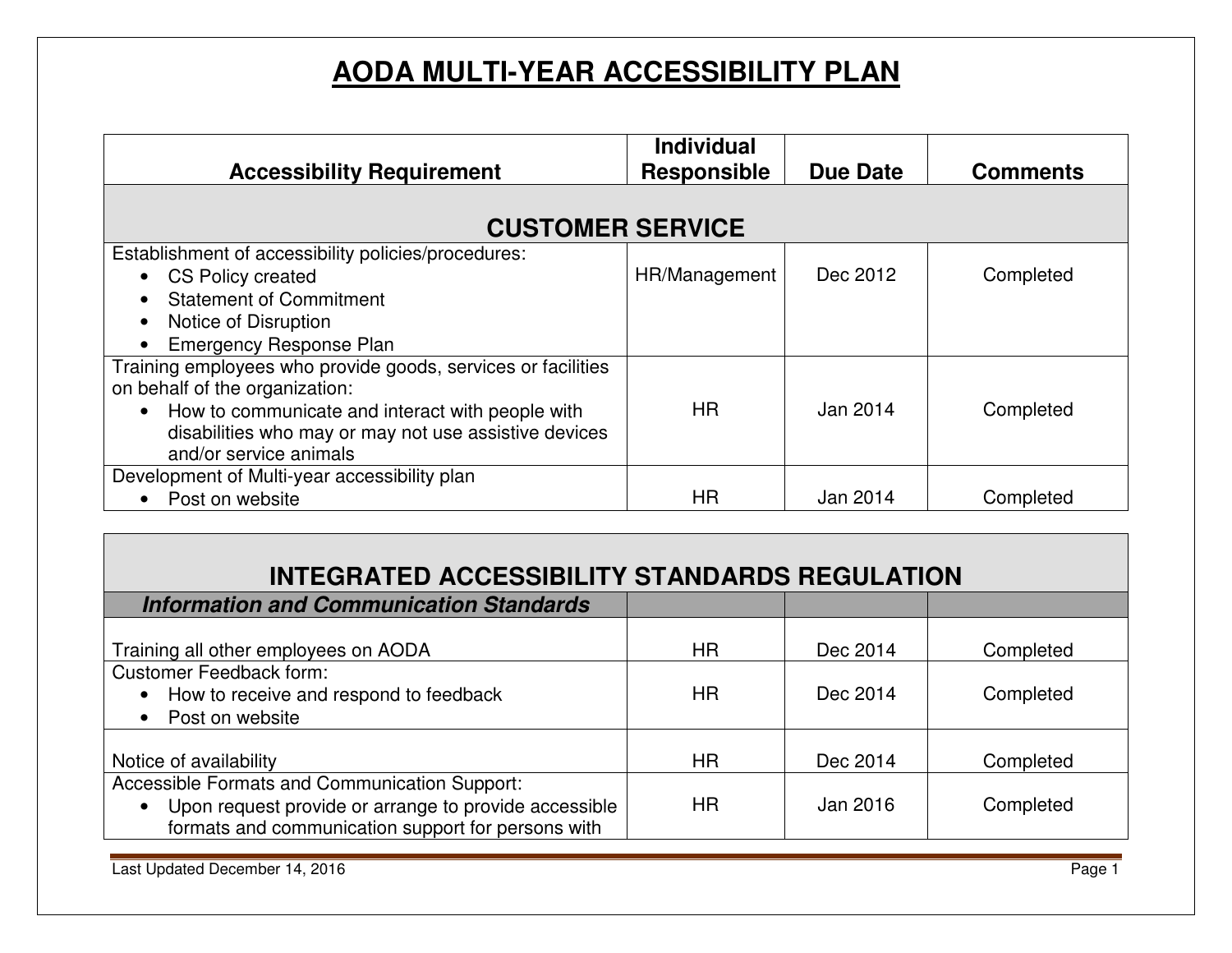# AODA MULTI-YEAR ACCESSIBILITY PLAN

| Accessibility Requirement | Individual Responsible | Due Date | Comments |
|---|---|---|---|
| **CUSTOMER SERVICE** | | | |
| Establishment of accessibility policies/procedures:<br>• CS Policy created<br>• Statement of Commitment<br>• Notice of Disruption<br>• Emergency Response Plan | HR/Management | Dec 2012 | Completed |
| Training employees who provide goods, services or facilities on behalf of the organization:<br>• How to communicate and interact with people with disabilities who may or may not use assistive devices and/or service animals | HR | Jan 2014 | Completed |
| Development of Multi-year accessibility plan<br>• Post on website | HR | Jan 2014 | Completed |

| **INTEGRATED ACCESSIBILITY STANDARDS REGULATION** | | | |
|---|---|---|---|
| ***Information and Communication Standards*** | | | |
| Training all other employees on AODA | HR | Dec 2014 | Completed |
| Customer Feedback form:<br>• How to receive and respond to feedback<br>• Post on website | HR | Dec 2014 | Completed |
| Notice of availability | HR | Dec 2014 | Completed |
| Accessible Formats and Communication Support:<br>• Upon request provide or arrange to provide accessible formats and communication support for persons with | HR | Jan 2016 | Completed |

Last Updated December 14, 2016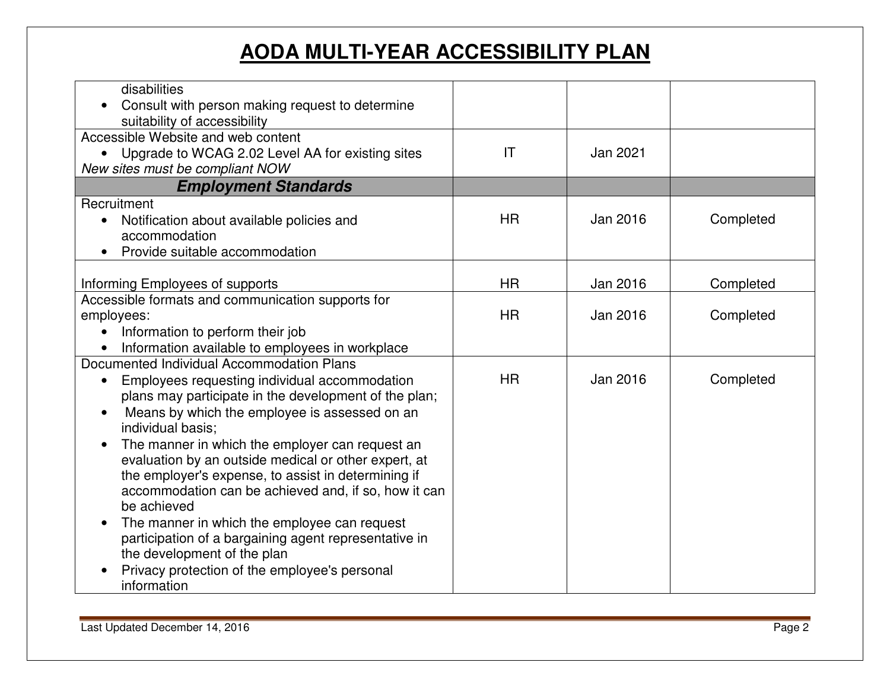# AODA MULTI-YEAR ACCESSIBILITY PLAN

| | | | |
|---|---|---|---|
| disabilities<br>• Consult with person making request to determine suitability of accessibility | | | |
| Accessible Website and web content<br>• Upgrade to WCAG 2.02 Level AA for existing sites<br>*New sites must be compliant NOW* | IT | Jan 2021 | |
| ***Employment Standards*** | | | |
| Recruitment<br>• Notification about available policies and accommodation<br>• Provide suitable accommodation | HR | Jan 2016 | Completed |
| Informing Employees of supports | HR | Jan 2016 | Completed |
| Accessible formats and communication supports for employees:<br>• Information to perform their job<br>• Information available to employees in workplace | HR | Jan 2016 | Completed |
| Documented Individual Accommodation Plans<br>• Employees requesting individual accommodation plans may participate in the development of the plan;<br>• Means by which the employee is assessed on an individual basis;<br>• The manner in which the employer can request an evaluation by an outside medical or other expert, at the employer's expense, to assist in determining if accommodation can be achieved and, if so, how it can be achieved<br>• The manner in which the employee can request participation of a bargaining agent representative in the development of the plan<br>• Privacy protection of the employee's personal information | HR | Jan 2016 | Completed |

Last Updated December 14, 2016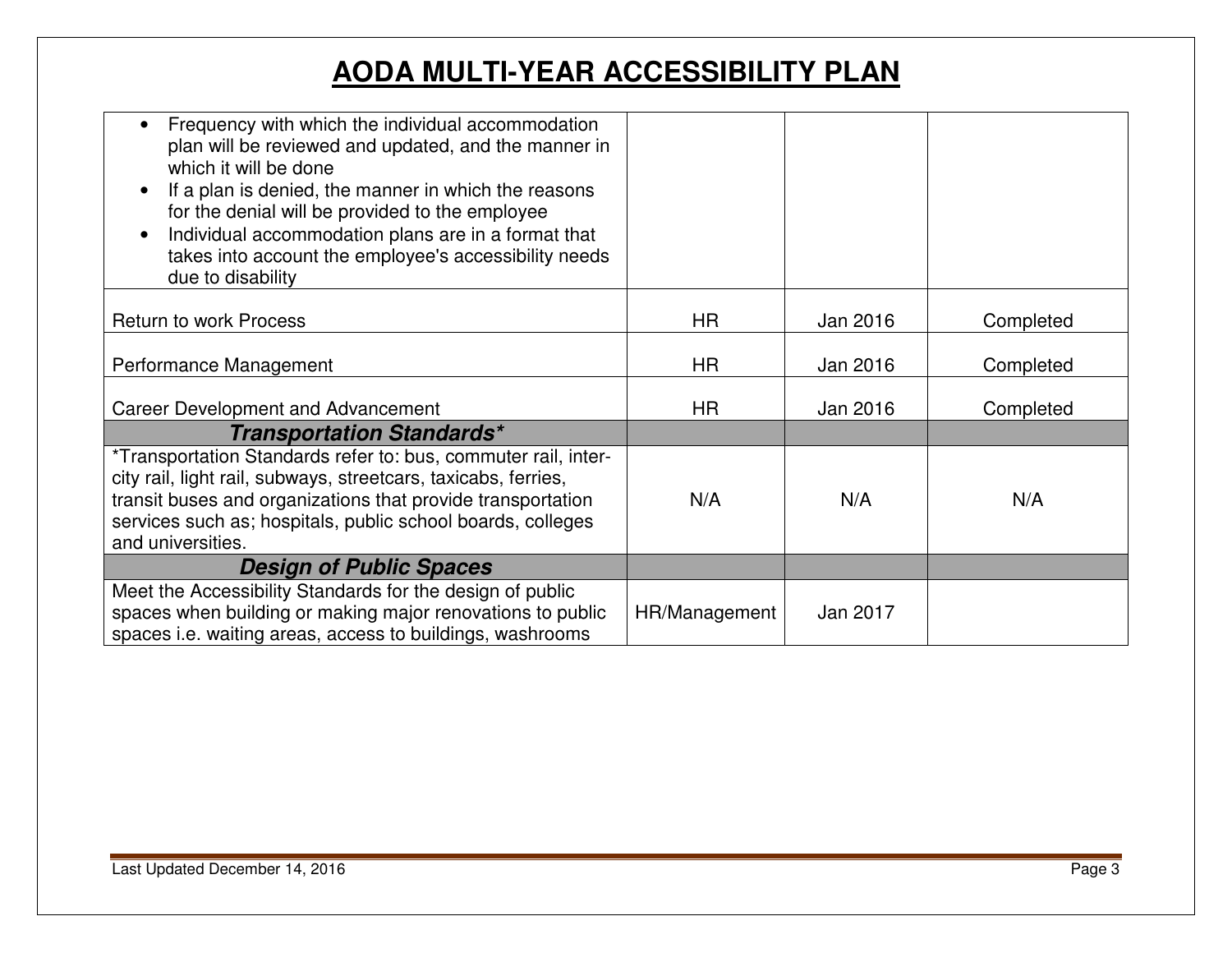# AODA MULTI-YEAR ACCESSIBILITY PLAN

| | | | |
|---|---|---|---|
| • Frequency with which the individual accommodation plan will be reviewed and updated, and the manner in which it will be done<br>• If a plan is denied, the manner in which the reasons for the denial will be provided to the employee<br>• Individual accommodation plans are in a format that takes into account the employee's accessibility needs due to disability | | | |
| Return to work Process | HR | Jan 2016 | Completed |
| Performance Management | HR | Jan 2016 | Completed |
| Career Development and Advancement | HR | Jan 2016 | Completed |
| ***Transportation Standards**** | | | |
| *Transportation Standards refer to: bus, commuter rail, inter-city rail, light rail, subways, streetcars, taxicabs, ferries, transit buses and organizations that provide transportation services such as; hospitals, public school boards, colleges and universities. | N/A | N/A | N/A |
| ***Design of Public Spaces*** | | | |
| Meet the Accessibility Standards for the design of public spaces when building or making major renovations to public spaces i.e. waiting areas, access to buildings, washrooms | HR/Management | Jan 2017 | |

Last Updated December 14, 2016